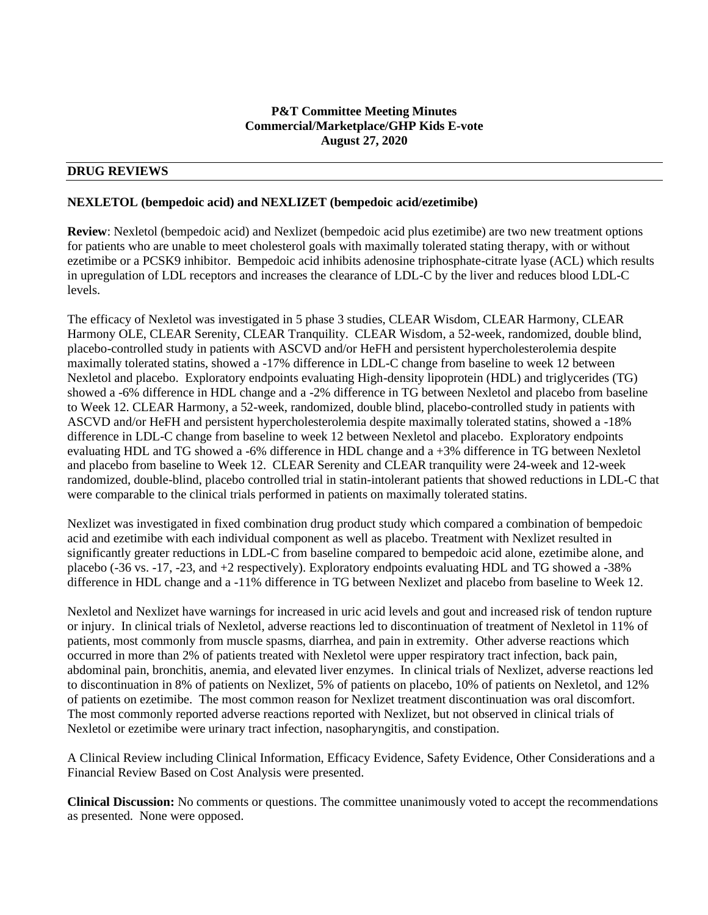**P&T Committee Meeting Minutes**
**Commercial/Marketplace/GHP Kids E-vote**
**August 27, 2020**

## DRUG REVIEWS

### NEXLETOL (bempedoic acid) and NEXLIZET (bempedoic acid/ezetimibe)

**Review**: Nexletol (bempedoic acid) and Nexlizet (bempedoic acid plus ezetimibe) are two new treatment options for patients who are unable to meet cholesterol goals with maximally tolerated stating therapy, with or without ezetimibe or a PCSK9 inhibitor. Bempedoic acid inhibits adenosine triphosphate-citrate lyase (ACL) which results in upregulation of LDL receptors and increases the clearance of LDL-C by the liver and reduces blood LDL-C levels.

The efficacy of Nexletol was investigated in 5 phase 3 studies, CLEAR Wisdom, CLEAR Harmony, CLEAR Harmony OLE, CLEAR Serenity, CLEAR Tranquility. CLEAR Wisdom, a 52-week, randomized, double blind, placebo-controlled study in patients with ASCVD and/or HeFH and persistent hypercholesterolemia despite maximally tolerated statins, showed a -17% difference in LDL-C change from baseline to week 12 between Nexletol and placebo. Exploratory endpoints evaluating High-density lipoprotein (HDL) and triglycerides (TG) showed a -6% difference in HDL change and a -2% difference in TG between Nexletol and placebo from baseline to Week 12. CLEAR Harmony, a 52-week, randomized, double blind, placebo-controlled study in patients with ASCVD and/or HeFH and persistent hypercholesterolemia despite maximally tolerated statins, showed a -18% difference in LDL-C change from baseline to week 12 between Nexletol and placebo. Exploratory endpoints evaluating HDL and TG showed a -6% difference in HDL change and a +3% difference in TG between Nexletol and placebo from baseline to Week 12. CLEAR Serenity and CLEAR tranquility were 24-week and 12-week randomized, double-blind, placebo controlled trial in statin-intolerant patients that showed reductions in LDL-C that were comparable to the clinical trials performed in patients on maximally tolerated statins.

Nexlizet was investigated in fixed combination drug product study which compared a combination of bempedoic acid and ezetimibe with each individual component as well as placebo. Treatment with Nexlizet resulted in significantly greater reductions in LDL-C from baseline compared to bempedoic acid alone, ezetimibe alone, and placebo (-36 vs. -17, -23, and +2 respectively). Exploratory endpoints evaluating HDL and TG showed a -38% difference in HDL change and a -11% difference in TG between Nexlizet and placebo from baseline to Week 12.

Nexletol and Nexlizet have warnings for increased in uric acid levels and gout and increased risk of tendon rupture or injury. In clinical trials of Nexletol, adverse reactions led to discontinuation of treatment of Nexletol in 11% of patients, most commonly from muscle spasms, diarrhea, and pain in extremity. Other adverse reactions which occurred in more than 2% of patients treated with Nexletol were upper respiratory tract infection, back pain, abdominal pain, bronchitis, anemia, and elevated liver enzymes. In clinical trials of Nexlizet, adverse reactions led to discontinuation in 8% of patients on Nexlizet, 5% of patients on placebo, 10% of patients on Nexletol, and 12% of patients on ezetimibe. The most common reason for Nexlizet treatment discontinuation was oral discomfort. The most commonly reported adverse reactions reported with Nexlizet, but not observed in clinical trials of Nexletol or ezetimibe were urinary tract infection, nasopharyngitis, and constipation.

A Clinical Review including Clinical Information, Efficacy Evidence, Safety Evidence, Other Considerations and a Financial Review Based on Cost Analysis were presented.

**Clinical Discussion:** No comments or questions. The committee unanimously voted to accept the recommendations as presented. None were opposed.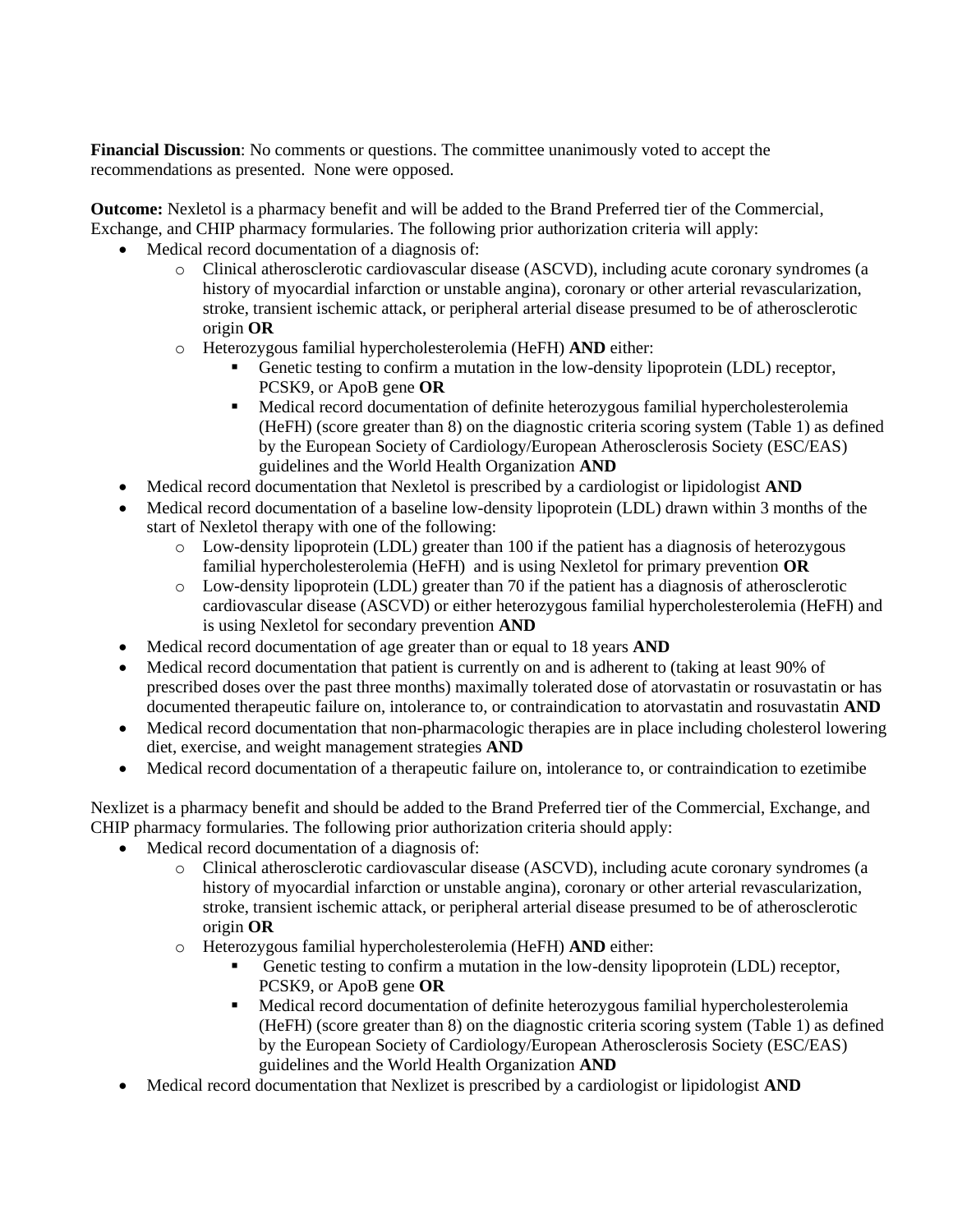**Financial Discussion**: No comments or questions. The committee unanimously voted to accept the recommendations as presented. None were opposed.

**Outcome:** Nexletol is a pharmacy benefit and will be added to the Brand Preferred tier of the Commercial, Exchange, and CHIP pharmacy formularies. The following prior authorization criteria will apply:

- Medical record documentation of a diagnosis of:
  - Clinical atherosclerotic cardiovascular disease (ASCVD), including acute coronary syndromes (a history of myocardial infarction or unstable angina), coronary or other arterial revascularization, stroke, transient ischemic attack, or peripheral arterial disease presumed to be of atherosclerotic origin **OR**
  - Heterozygous familial hypercholesterolemia (HeFH) **AND** either:
    - Genetic testing to confirm a mutation in the low-density lipoprotein (LDL) receptor, PCSK9, or ApoB gene **OR**
    - Medical record documentation of definite heterozygous familial hypercholesterolemia (HeFH) (score greater than 8) on the diagnostic criteria scoring system (Table 1) as defined by the European Society of Cardiology/European Atherosclerosis Society (ESC/EAS) guidelines and the World Health Organization **AND**
- Medical record documentation that Nexletol is prescribed by a cardiologist or lipidologist **AND**
- Medical record documentation of a baseline low-density lipoprotein (LDL) drawn within 3 months of the start of Nexletol therapy with one of the following:
  - Low-density lipoprotein (LDL) greater than 100 if the patient has a diagnosis of heterozygous familial hypercholesterolemia (HeFH) and is using Nexletol for primary prevention **OR**
  - Low-density lipoprotein (LDL) greater than 70 if the patient has a diagnosis of atherosclerotic cardiovascular disease (ASCVD) or either heterozygous familial hypercholesterolemia (HeFH) and is using Nexletol for secondary prevention **AND**
- Medical record documentation of age greater than or equal to 18 years **AND**
- Medical record documentation that patient is currently on and is adherent to (taking at least 90% of prescribed doses over the past three months) maximally tolerated dose of atorvastatin or rosuvastatin or has documented therapeutic failure on, intolerance to, or contraindication to atorvastatin and rosuvastatin **AND**
- Medical record documentation that non-pharmacologic therapies are in place including cholesterol lowering diet, exercise, and weight management strategies **AND**
- Medical record documentation of a therapeutic failure on, intolerance to, or contraindication to ezetimibe

Nexlizet is a pharmacy benefit and should be added to the Brand Preferred tier of the Commercial, Exchange, and CHIP pharmacy formularies. The following prior authorization criteria should apply:

- Medical record documentation of a diagnosis of:
  - Clinical atherosclerotic cardiovascular disease (ASCVD), including acute coronary syndromes (a history of myocardial infarction or unstable angina), coronary or other arterial revascularization, stroke, transient ischemic attack, or peripheral arterial disease presumed to be of atherosclerotic origin **OR**
  - Heterozygous familial hypercholesterolemia (HeFH) **AND** either:
    - Genetic testing to confirm a mutation in the low-density lipoprotein (LDL) receptor, PCSK9, or ApoB gene **OR**
    - Medical record documentation of definite heterozygous familial hypercholesterolemia (HeFH) (score greater than 8) on the diagnostic criteria scoring system (Table 1) as defined by the European Society of Cardiology/European Atherosclerosis Society (ESC/EAS) guidelines and the World Health Organization **AND**
- Medical record documentation that Nexlizet is prescribed by a cardiologist or lipidologist **AND**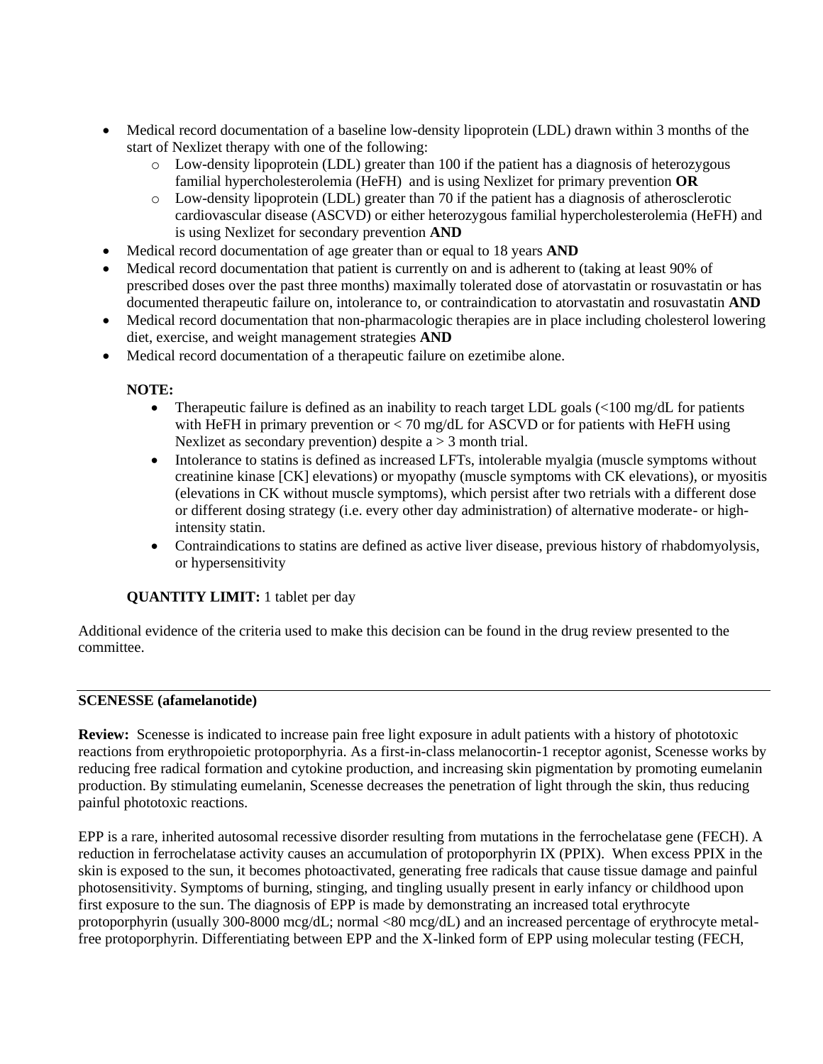- Medical record documentation of a baseline low-density lipoprotein (LDL) drawn within 3 months of the start of Nexlizet therapy with one of the following:
  - Low-density lipoprotein (LDL) greater than 100 if the patient has a diagnosis of heterozygous familial hypercholesterolemia (HeFH) and is using Nexlizet for primary prevention **OR**
  - Low-density lipoprotein (LDL) greater than 70 if the patient has a diagnosis of atherosclerotic cardiovascular disease (ASCVD) or either heterozygous familial hypercholesterolemia (HeFH) and is using Nexlizet for secondary prevention **AND**
- Medical record documentation of age greater than or equal to 18 years **AND**
- Medical record documentation that patient is currently on and is adherent to (taking at least 90% of prescribed doses over the past three months) maximally tolerated dose of atorvastatin or rosuvastatin or has documented therapeutic failure on, intolerance to, or contraindication to atorvastatin and rosuvastatin **AND**
- Medical record documentation that non-pharmacologic therapies are in place including cholesterol lowering diet, exercise, and weight management strategies **AND**
- Medical record documentation of a therapeutic failure on ezetimibe alone.

**NOTE:**

- Therapeutic failure is defined as an inability to reach target LDL goals (<100 mg/dL for patients with HeFH in primary prevention or < 70 mg/dL for ASCVD or for patients with HeFH using Nexlizet as secondary prevention) despite a > 3 month trial.
- Intolerance to statins is defined as increased LFTs, intolerable myalgia (muscle symptoms without creatinine kinase [CK] elevations) or myopathy (muscle symptoms with CK elevations), or myositis (elevations in CK without muscle symptoms), which persist after two retrials with a different dose or different dosing strategy (i.e. every other day administration) of alternative moderate- or high-intensity statin.
- Contraindications to statins are defined as active liver disease, previous history of rhabdomyolysis, or hypersensitivity

**QUANTITY LIMIT:** 1 tablet per day

Additional evidence of the criteria used to make this decision can be found in the drug review presented to the committee.

---

**SCENESSE (afamelanotide)**

**Review:** Scenesse is indicated to increase pain free light exposure in adult patients with a history of phototoxic reactions from erythropoietic protoporphyria. As a first-in-class melanocortin-1 receptor agonist, Scenesse works by reducing free radical formation and cytokine production, and increasing skin pigmentation by promoting eumelanin production. By stimulating eumelanin, Scenesse decreases the penetration of light through the skin, thus reducing painful phototoxic reactions.

EPP is a rare, inherited autosomal recessive disorder resulting from mutations in the ferrochelatase gene (FECH). A reduction in ferrochelatase activity causes an accumulation of protoporphyrin IX (PPIX). When excess PPIX in the skin is exposed to the sun, it becomes photoactivated, generating free radicals that cause tissue damage and painful photosensitivity. Symptoms of burning, stinging, and tingling usually present in early infancy or childhood upon first exposure to the sun. The diagnosis of EPP is made by demonstrating an increased total erythrocyte protoporphyrin (usually 300-8000 mcg/dL; normal <80 mcg/dL) and an increased percentage of erythrocyte metal-free protoporphyrin. Differentiating between EPP and the X-linked form of EPP using molecular testing (FECH,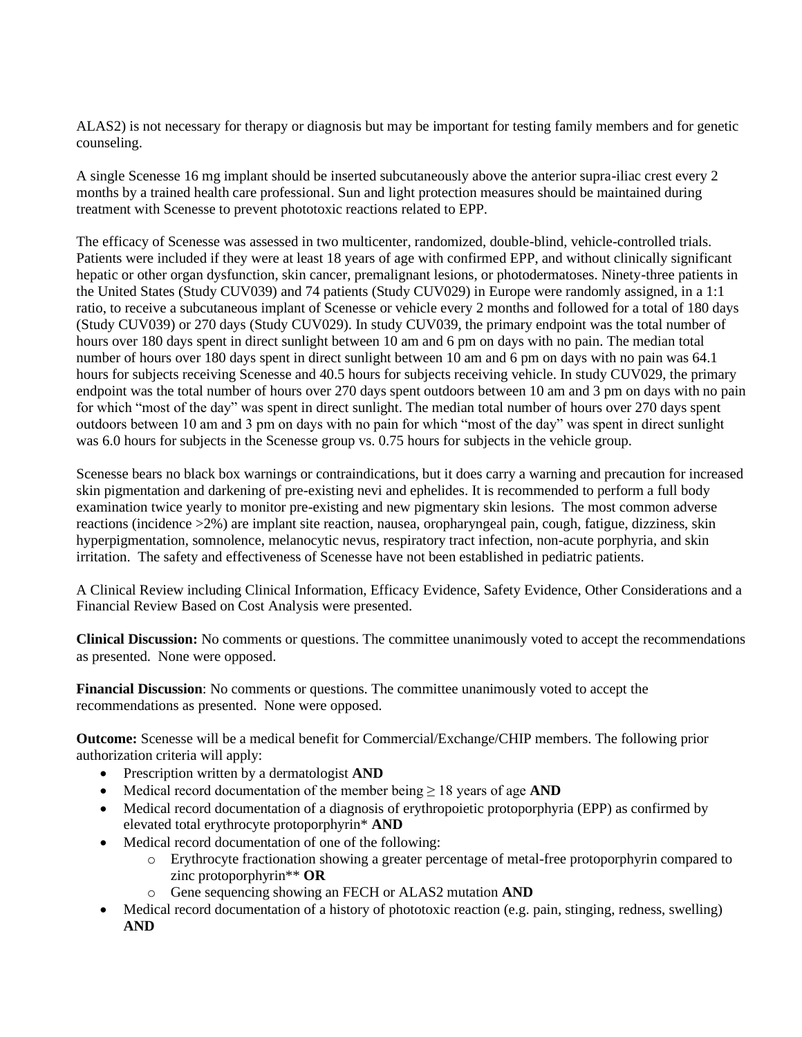ALAS2) is not necessary for therapy or diagnosis but may be important for testing family members and for genetic counseling.

A single Scenesse 16 mg implant should be inserted subcutaneously above the anterior supra-iliac crest every 2 months by a trained health care professional. Sun and light protection measures should be maintained during treatment with Scenesse to prevent phototoxic reactions related to EPP.

The efficacy of Scenesse was assessed in two multicenter, randomized, double-blind, vehicle-controlled trials. Patients were included if they were at least 18 years of age with confirmed EPP, and without clinically significant hepatic or other organ dysfunction, skin cancer, premalignant lesions, or photodermatoses. Ninety-three patients in the United States (Study CUV039) and 74 patients (Study CUV029) in Europe were randomly assigned, in a 1:1 ratio, to receive a subcutaneous implant of Scenesse or vehicle every 2 months and followed for a total of 180 days (Study CUV039) or 270 days (Study CUV029). In study CUV039, the primary endpoint was the total number of hours over 180 days spent in direct sunlight between 10 am and 6 pm on days with no pain. The median total number of hours over 180 days spent in direct sunlight between 10 am and 6 pm on days with no pain was 64.1 hours for subjects receiving Scenesse and 40.5 hours for subjects receiving vehicle. In study CUV029, the primary endpoint was the total number of hours over 270 days spent outdoors between 10 am and 3 pm on days with no pain for which "most of the day" was spent in direct sunlight. The median total number of hours over 270 days spent outdoors between 10 am and 3 pm on days with no pain for which "most of the day" was spent in direct sunlight was 6.0 hours for subjects in the Scenesse group vs. 0.75 hours for subjects in the vehicle group.

Scenesse bears no black box warnings or contraindications, but it does carry a warning and precaution for increased skin pigmentation and darkening of pre-existing nevi and ephelides. It is recommended to perform a full body examination twice yearly to monitor pre-existing and new pigmentary skin lesions. The most common adverse reactions (incidence >2%) are implant site reaction, nausea, oropharyngeal pain, cough, fatigue, dizziness, skin hyperpigmentation, somnolence, melanocytic nevus, respiratory tract infection, non-acute porphyria, and skin irritation. The safety and effectiveness of Scenesse have not been established in pediatric patients.

A Clinical Review including Clinical Information, Efficacy Evidence, Safety Evidence, Other Considerations and a Financial Review Based on Cost Analysis were presented.

**Clinical Discussion:** No comments or questions. The committee unanimously voted to accept the recommendations as presented. None were opposed.

**Financial Discussion**: No comments or questions. The committee unanimously voted to accept the recommendations as presented. None were opposed.

**Outcome:** Scenesse will be a medical benefit for Commercial/Exchange/CHIP members. The following prior authorization criteria will apply:

- Prescription written by a dermatologist **AND**
- Medical record documentation of the member being ≥ 18 years of age **AND**
- Medical record documentation of a diagnosis of erythropoietic protoporphyria (EPP) as confirmed by elevated total erythrocyte protoporphyrin* **AND**
- Medical record documentation of one of the following:
    - Erythrocyte fractionation showing a greater percentage of metal-free protoporphyrin compared to zinc protoporphyrin** **OR**
    - Gene sequencing showing an FECH or ALAS2 mutation **AND**
- Medical record documentation of a history of phototoxic reaction (e.g. pain, stinging, redness, swelling) **AND**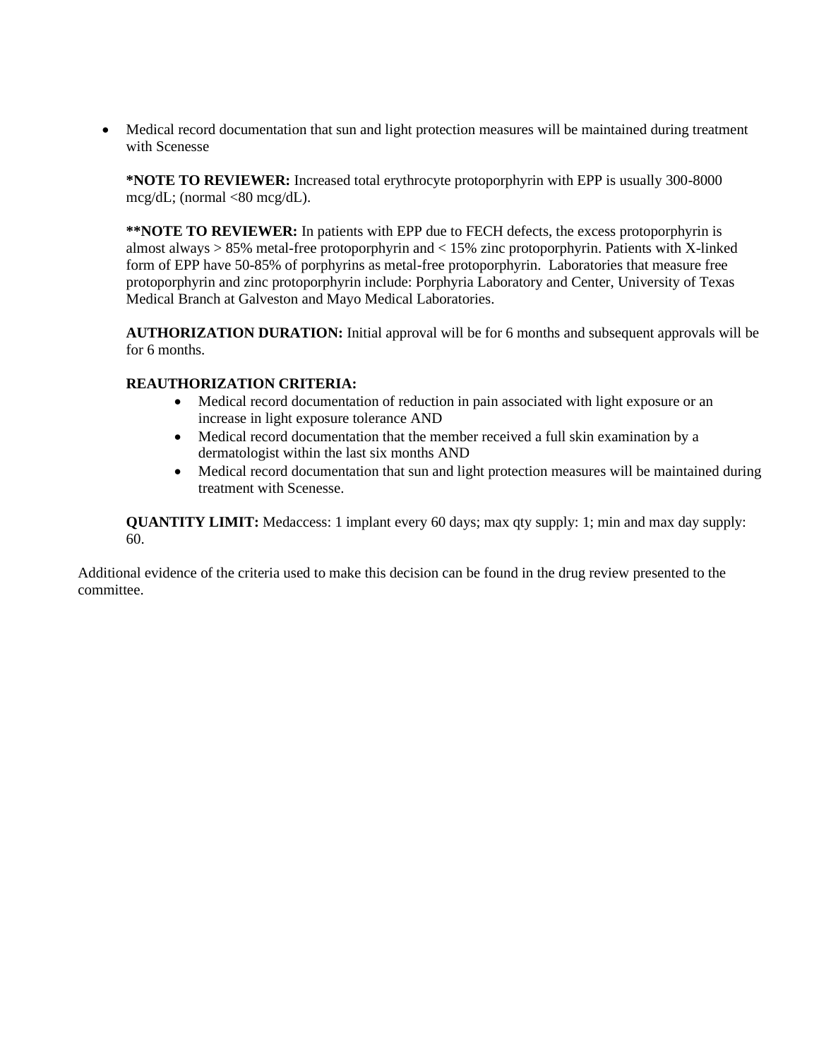- Medical record documentation that sun and light protection measures will be maintained during treatment with Scenesse

  ***NOTE TO REVIEWER:** Increased total erythrocyte protoporphyrin with EPP is usually 300-8000 mcg/dL; (normal <80 mcg/dL).

  ****NOTE TO REVIEWER:** In patients with EPP due to FECH defects, the excess protoporphyrin is almost always > 85% metal-free protoporphyrin and < 15% zinc protoporphyrin. Patients with X-linked form of EPP have 50-85% of porphyrins as metal-free protoporphyrin. Laboratories that measure free protoporphyrin and zinc protoporphyrin include: Porphyria Laboratory and Center, University of Texas Medical Branch at Galveston and Mayo Medical Laboratories.

  **AUTHORIZATION DURATION:** Initial approval will be for 6 months and subsequent approvals will be for 6 months.

  **REAUTHORIZATION CRITERIA:**
    - Medical record documentation of reduction in pain associated with light exposure or an increase in light exposure tolerance AND
    - Medical record documentation that the member received a full skin examination by a dermatologist within the last six months AND
    - Medical record documentation that sun and light protection measures will be maintained during treatment with Scenesse.

  **QUANTITY LIMIT:** Medaccess: 1 implant every 60 days; max qty supply: 1; min and max day supply: 60.

Additional evidence of the criteria used to make this decision can be found in the drug review presented to the committee.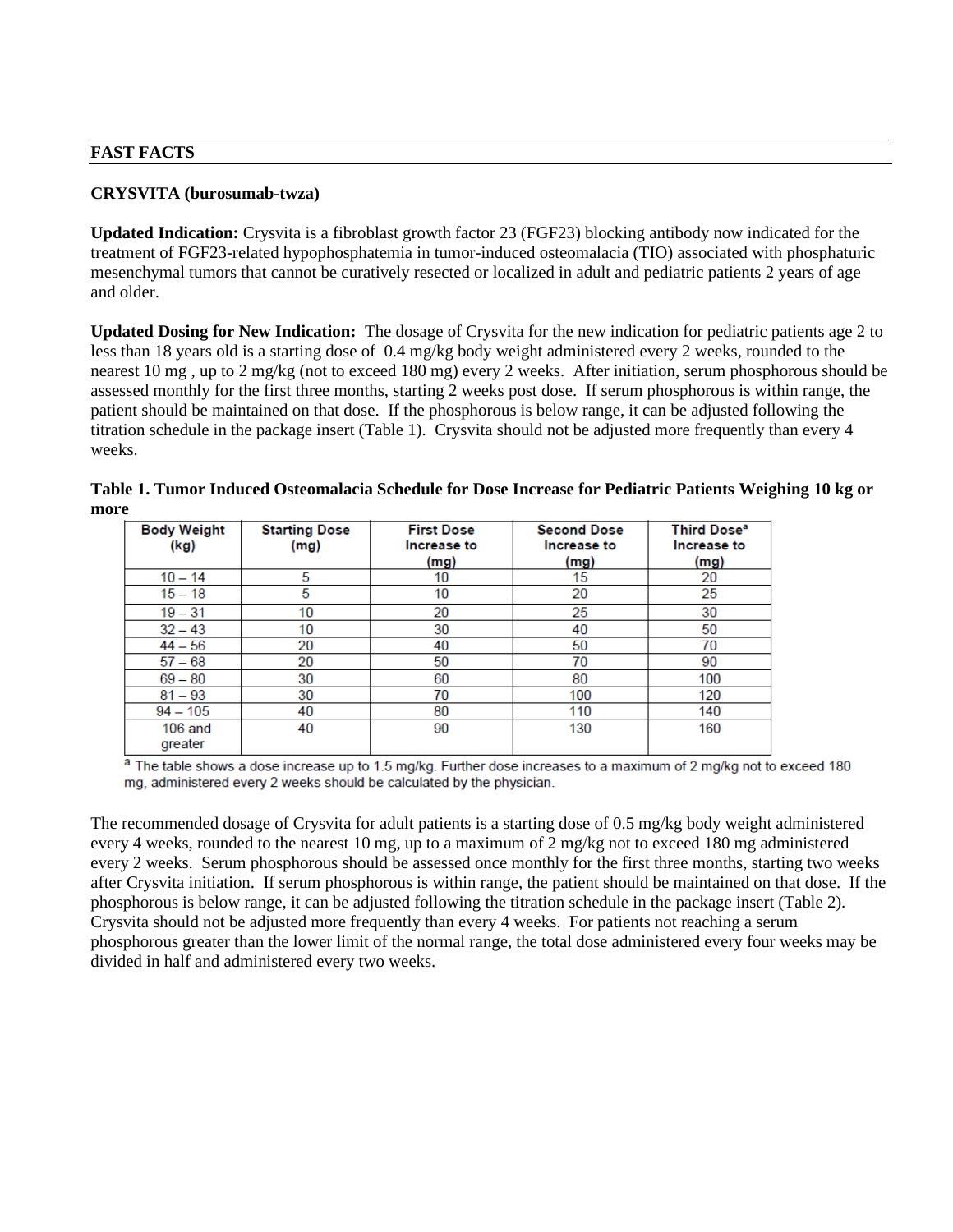## FAST FACTS

**CRYSVITA (burosumab-twza)**

**Updated Indication:** Crysvita is a fibroblast growth factor 23 (FGF23) blocking antibody now indicated for the treatment of FGF23-related hypophosphatemia in tumor-induced osteomalacia (TIO) associated with phosphaturic mesenchymal tumors that cannot be curatively resected or localized in adult and pediatric patients 2 years of age and older.

**Updated Dosing for New Indication:** The dosage of Crysvita for the new indication for pediatric patients age 2 to less than 18 years old is a starting dose of 0.4 mg/kg body weight administered every 2 weeks, rounded to the nearest 10 mg , up to 2 mg/kg (not to exceed 180 mg) every 2 weeks. After initiation, serum phosphorous should be assessed monthly for the first three months, starting 2 weeks post dose. If serum phosphorous is within range, the patient should be maintained on that dose. If the phosphorous is below range, it can be adjusted following the titration schedule in the package insert (Table 1). Crysvita should not be adjusted more frequently than every 4 weeks.

**Table 1. Tumor Induced Osteomalacia Schedule for Dose Increase for Pediatric Patients Weighing 10 kg or more**

| Body Weight (kg) | Starting Dose (mg) | First Dose Increase to (mg) | Second Dose Increase to (mg) | Third Dose[a] Increase to (mg) |
|---|---|---|---|---|
| 10 – 14 | 5 | 10 | 15 | 20 |
| 15 – 18 | 5 | 10 | 20 | 25 |
| 19 – 31 | 10 | 20 | 25 | 30 |
| 32 – 43 | 10 | 30 | 40 | 50 |
| 44 – 56 | 20 | 40 | 50 | 70 |
| 57 – 68 | 20 | 50 | 70 | 90 |
| 69 – 80 | 30 | 60 | 80 | 100 |
| 81 – 93 | 30 | 70 | 100 | 120 |
| 94 – 105 | 40 | 80 | 110 | 140 |
| 106 and greater | 40 | 90 | 130 | 160 |

[a] The table shows a dose increase up to 1.5 mg/kg. Further dose increases to a maximum of 2 mg/kg not to exceed 180 mg, administered every 2 weeks should be calculated by the physician.

The recommended dosage of Crysvita for adult patients is a starting dose of 0.5 mg/kg body weight administered every 4 weeks, rounded to the nearest 10 mg, up to a maximum of 2 mg/kg not to exceed 180 mg administered every 2 weeks. Serum phosphorous should be assessed once monthly for the first three months, starting two weeks after Crysvita initiation. If serum phosphorous is within range, the patient should be maintained on that dose. If the phosphorous is below range, it can be adjusted following the titration schedule in the package insert (Table 2). Crysvita should not be adjusted more frequently than every 4 weeks. For patients not reaching a serum phosphorous greater than the lower limit of the normal range, the total dose administered every four weeks may be divided in half and administered every two weeks.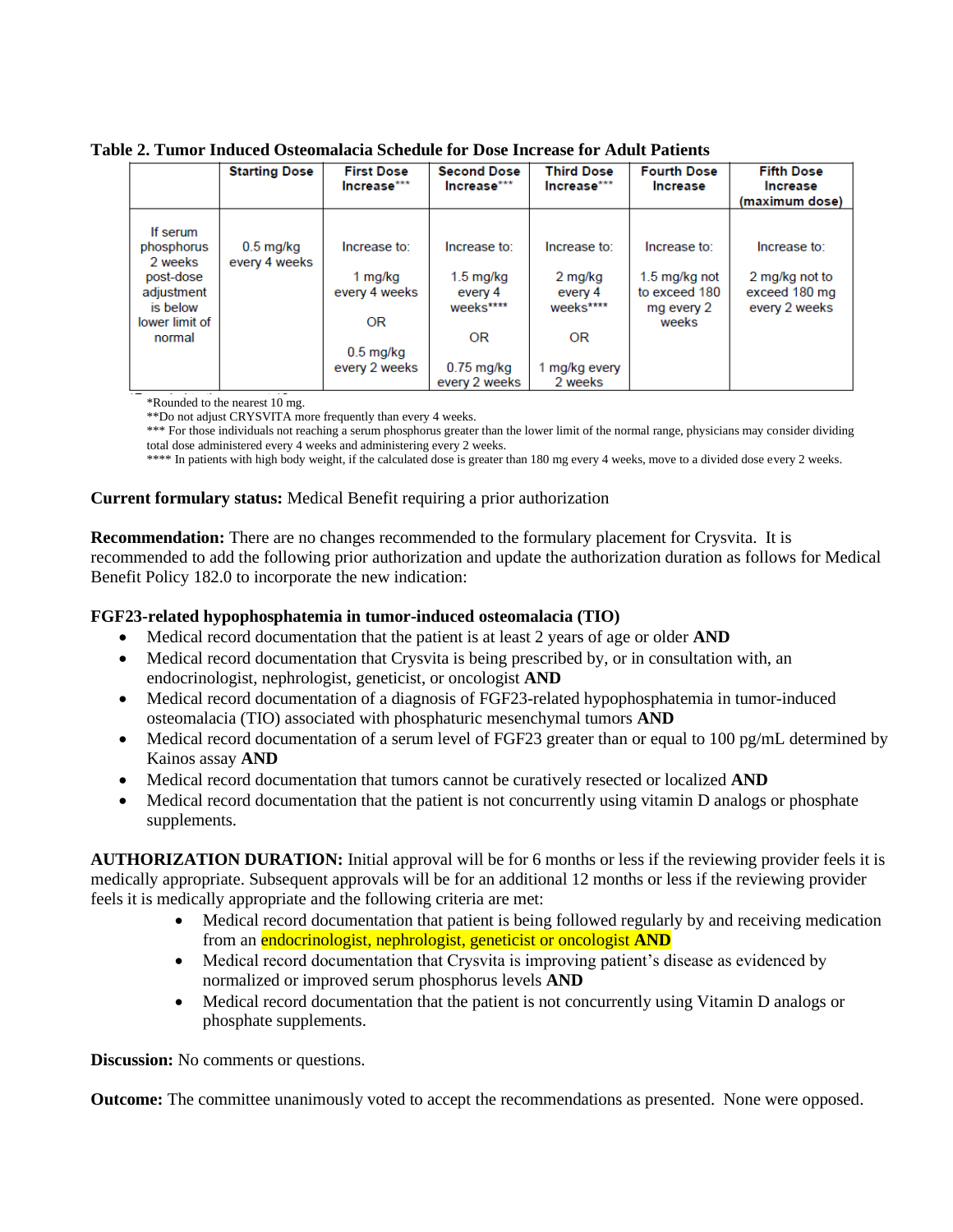**Table 2. Tumor Induced Osteomalacia Schedule for Dose Increase for Adult Patients**

| | Starting Dose | First Dose Increase*** | Second Dose Increase*** | Third Dose Increase*** | Fourth Dose Increase | Fifth Dose Increase (maximum dose) |
|---|---|---|---|---|---|---|
| If serum phosphorus 2 weeks post-dose adjustment is below lower limit of normal | 0.5 mg/kg every 4 weeks | Increase to: 1 mg/kg every 4 weeks OR 0.5 mg/kg every 2 weeks | Increase to: 1.5 mg/kg every 4 weeks**** OR 0.75 mg/kg every 2 weeks | Increase to: 2 mg/kg every 4 weeks**** OR 1 mg/kg every 2 weeks | Increase to: 1.5 mg/kg not to exceed 180 mg every 2 weeks | Increase to: 2 mg/kg not to exceed 180 mg every 2 weeks |

*Rounded to the nearest 10 mg.
**Do not adjust CRYSVITA more frequently than every 4 weeks.
*** For those individuals not reaching a serum phosphorus greater than the lower limit of the normal range, physicians may consider dividing total dose administered every 4 weeks and administering every 2 weeks.
**** In patients with high body weight, if the calculated dose is greater than 180 mg every 4 weeks, move to a divided dose every 2 weeks.

**Current formulary status:** Medical Benefit requiring a prior authorization

**Recommendation:** There are no changes recommended to the formulary placement for Crysvita. It is recommended to add the following prior authorization and update the authorization duration as follows for Medical Benefit Policy 182.0 to incorporate the new indication:

**FGF23-related hypophosphatemia in tumor-induced osteomalacia (TIO)**

- Medical record documentation that the patient is at least 2 years of age or older **AND**
- Medical record documentation that Crysvita is being prescribed by, or in consultation with, an endocrinologist, nephrologist, geneticist, or oncologist **AND**
- Medical record documentation of a diagnosis of FGF23-related hypophosphatemia in tumor-induced osteomalacia (TIO) associated with phosphaturic mesenchymal tumors **AND**
- Medical record documentation of a serum level of FGF23 greater than or equal to 100 pg/mL determined by Kainos assay **AND**
- Medical record documentation that tumors cannot be curatively resected or localized **AND**
- Medical record documentation that the patient is not concurrently using vitamin D analogs or phosphate supplements.

**AUTHORIZATION DURATION:** Initial approval will be for 6 months or less if the reviewing provider feels it is medically appropriate. Subsequent approvals will be for an additional 12 months or less if the reviewing provider feels it is medically appropriate and the following criteria are met:

- Medical record documentation that patient is being followed regularly by and receiving medication from an endocrinologist, nephrologist, geneticist or oncologist **AND**
- Medical record documentation that Crysvita is improving patient's disease as evidenced by normalized or improved serum phosphorus levels **AND**
- Medical record documentation that the patient is not concurrently using Vitamin D analogs or phosphate supplements.

**Discussion:** No comments or questions.

**Outcome:** The committee unanimously voted to accept the recommendations as presented. None were opposed.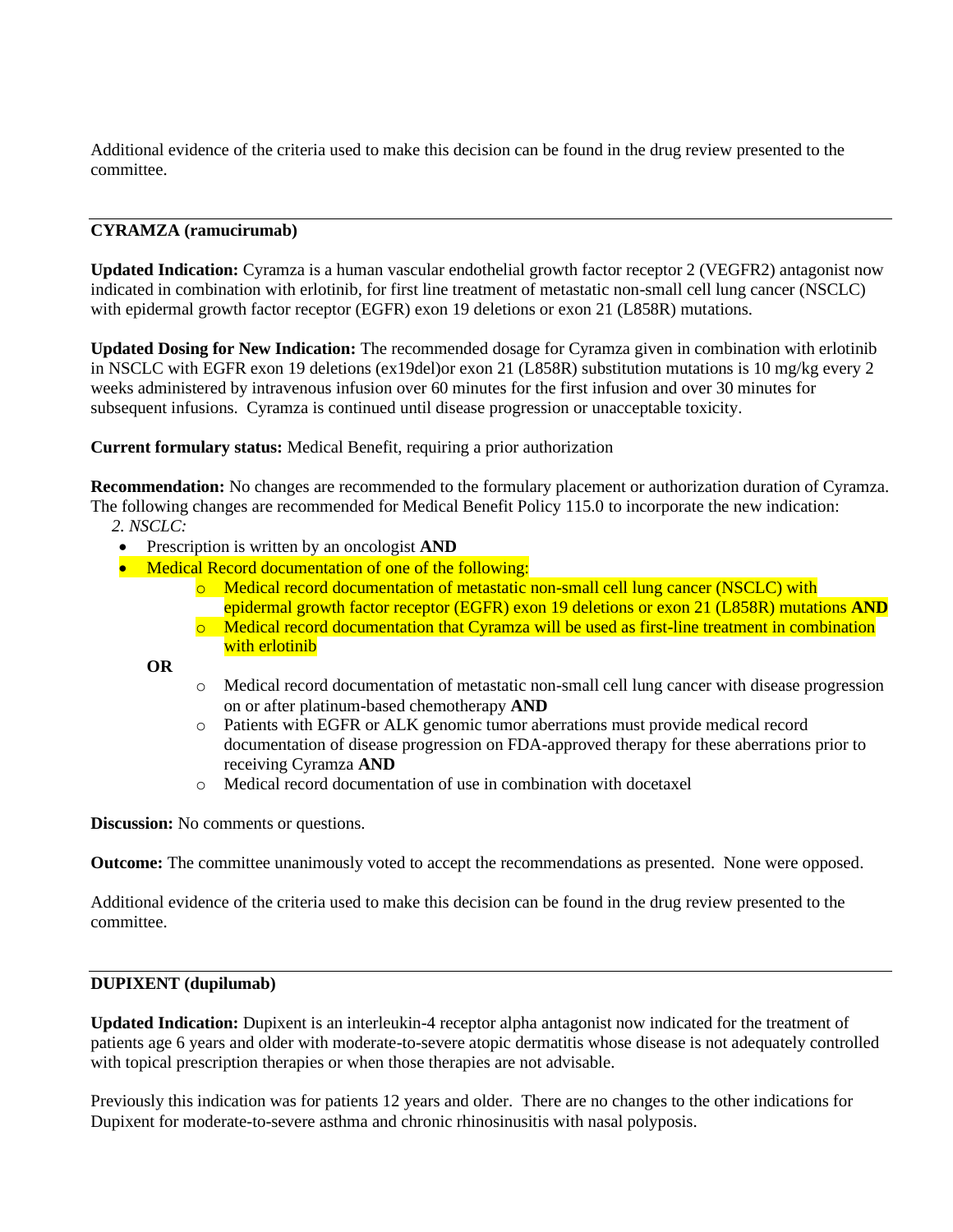Additional evidence of the criteria used to make this decision can be found in the drug review presented to the committee.

---

**CYRAMZA (ramucirumab)**

**Updated Indication:** Cyramza is a human vascular endothelial growth factor receptor 2 (VEGFR2) antagonist now indicated in combination with erlotinib, for first line treatment of metastatic non-small cell lung cancer (NSCLC) with epidermal growth factor receptor (EGFR) exon 19 deletions or exon 21 (L858R) mutations.

**Updated Dosing for New Indication:** The recommended dosage for Cyramza given in combination with erlotinib in NSCLC with EGFR exon 19 deletions (ex19del)or exon 21 (L858R) substitution mutations is 10 mg/kg every 2 weeks administered by intravenous infusion over 60 minutes for the first infusion and over 30 minutes for subsequent infusions. Cyramza is continued until disease progression or unacceptable toxicity.

**Current formulary status:** Medical Benefit, requiring a prior authorization

**Recommendation:** No changes are recommended to the formulary placement or authorization duration of Cyramza. The following changes are recommended for Medical Benefit Policy 115.0 to incorporate the new indication:

*2. NSCLC:*

- Prescription is written by an oncologist **AND**
- Medical Record documentation of one of the following:
  - Medical record documentation of metastatic non-small cell lung cancer (NSCLC) with epidermal growth factor receptor (EGFR) exon 19 deletions or exon 21 (L858R) mutations **AND**
  - Medical record documentation that Cyramza will be used as first-line treatment in combination with erlotinib

  **OR**

  - Medical record documentation of metastatic non-small cell lung cancer with disease progression on or after platinum-based chemotherapy **AND**
  - Patients with EGFR or ALK genomic tumor aberrations must provide medical record documentation of disease progression on FDA-approved therapy for these aberrations prior to receiving Cyramza **AND**
  - Medical record documentation of use in combination with docetaxel

**Discussion:** No comments or questions.

**Outcome:** The committee unanimously voted to accept the recommendations as presented. None were opposed.

Additional evidence of the criteria used to make this decision can be found in the drug review presented to the committee.

---

**DUPIXENT (dupilumab)**

**Updated Indication:** Dupixent is an interleukin-4 receptor alpha antagonist now indicated for the treatment of patients age 6 years and older with moderate-to-severe atopic dermatitis whose disease is not adequately controlled with topical prescription therapies or when those therapies are not advisable.

Previously this indication was for patients 12 years and older. There are no changes to the other indications for Dupixent for moderate-to-severe asthma and chronic rhinosinusitis with nasal polyposis.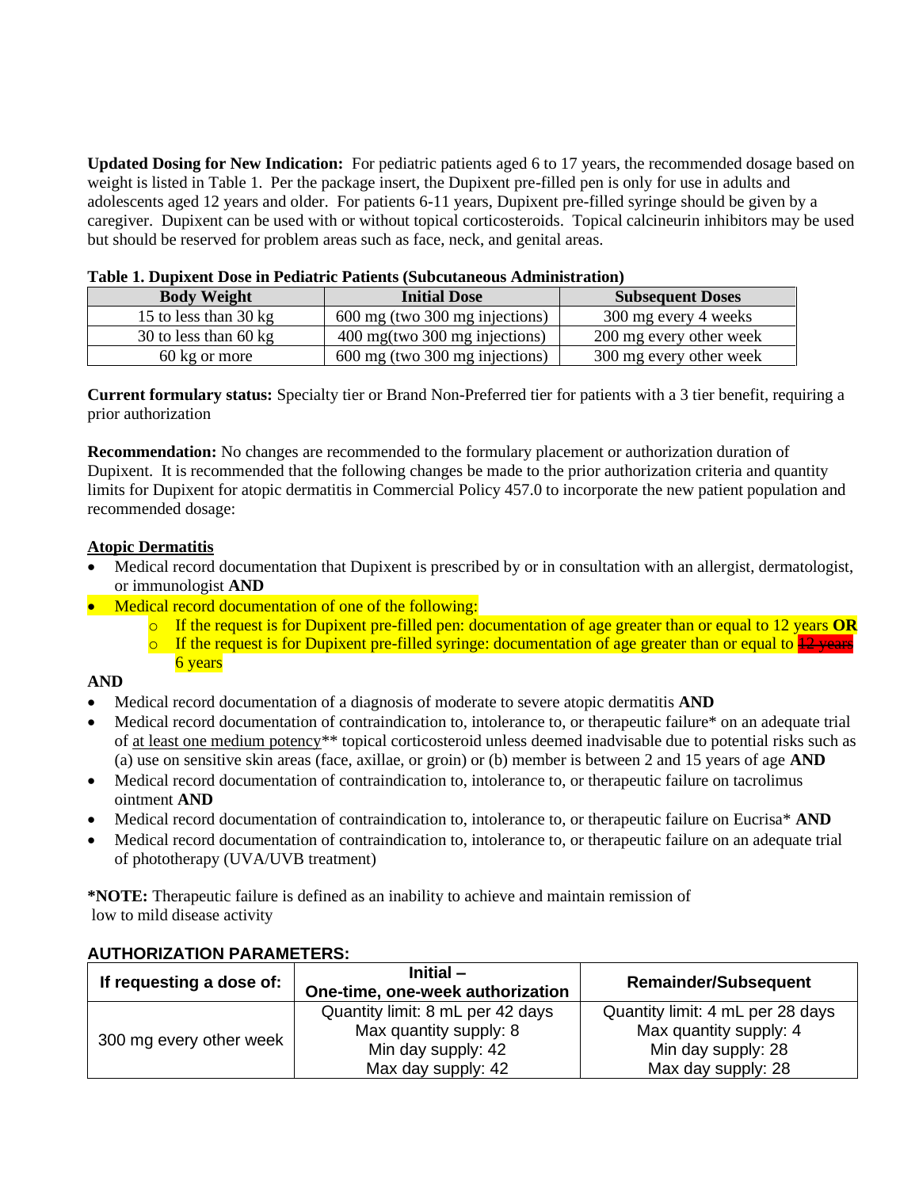**Updated Dosing for New Indication:** For pediatric patients aged 6 to 17 years, the recommended dosage based on weight is listed in Table 1. Per the package insert, the Dupixent pre-filled pen is only for use in adults and adolescents aged 12 years and older. For patients 6-11 years, Dupixent pre-filled syringe should be given by a caregiver. Dupixent can be used with or without topical corticosteroids. Topical calcineurin inhibitors may be used but should be reserved for problem areas such as face, neck, and genital areas.

**Table 1. Dupixent Dose in Pediatric Patients (Subcutaneous Administration)**

| Body Weight | Initial Dose | Subsequent Doses |
|---|---|---|
| 15 to less than 30 kg | 600 mg (two 300 mg injections) | 300 mg every 4 weeks |
| 30 to less than 60 kg | 400 mg(two 300 mg injections) | 200 mg every other week |
| 60 kg or more | 600 mg (two 300 mg injections) | 300 mg every other week |

**Current formulary status:** Specialty tier or Brand Non-Preferred tier for patients with a 3 tier benefit, requiring a prior authorization

**Recommendation:** No changes are recommended to the formulary placement or authorization duration of Dupixent. It is recommended that the following changes be made to the prior authorization criteria and quantity limits for Dupixent for atopic dermatitis in Commercial Policy 457.0 to incorporate the new patient population and recommended dosage:

**Atopic Dermatitis**

- Medical record documentation that Dupixent is prescribed by or in consultation with an allergist, dermatologist, or immunologist **AND**
- Medical record documentation of one of the following:
  - If the request is for Dupixent pre-filled pen: documentation of age greater than or equal to 12 years **OR**
  - If the request is for Dupixent pre-filled syringe: documentation of age greater than or equal to ~~12 years~~ 6 years

**AND**

- Medical record documentation of a diagnosis of moderate to severe atopic dermatitis **AND**
- Medical record documentation of contraindication to, intolerance to, or therapeutic failure* on an adequate trial of at least one medium potency** topical corticosteroid unless deemed inadvisable due to potential risks such as (a) use on sensitive skin areas (face, axillae, or groin) or (b) member is between 2 and 15 years of age **AND**
- Medical record documentation of contraindication to, intolerance to, or therapeutic failure on tacrolimus ointment **AND**
- Medical record documentation of contraindication to, intolerance to, or therapeutic failure on Eucrisa* **AND**
- Medical record documentation of contraindication to, intolerance to, or therapeutic failure on an adequate trial of phototherapy (UVA/UVB treatment)

***NOTE:** Therapeutic failure is defined as an inability to achieve and maintain remission of low to mild disease activity

**AUTHORIZATION PARAMETERS:**

| If requesting a dose of: | Initial – One-time, one-week authorization | Remainder/Subsequent |
|---|---|---|
| 300 mg every other week | Quantity limit: 8 mL per 42 days<br>Max quantity supply: 8<br>Min day supply: 42<br>Max day supply: 42 | Quantity limit: 4 mL per 28 days<br>Max quantity supply: 4<br>Min day supply: 28<br>Max day supply: 28 |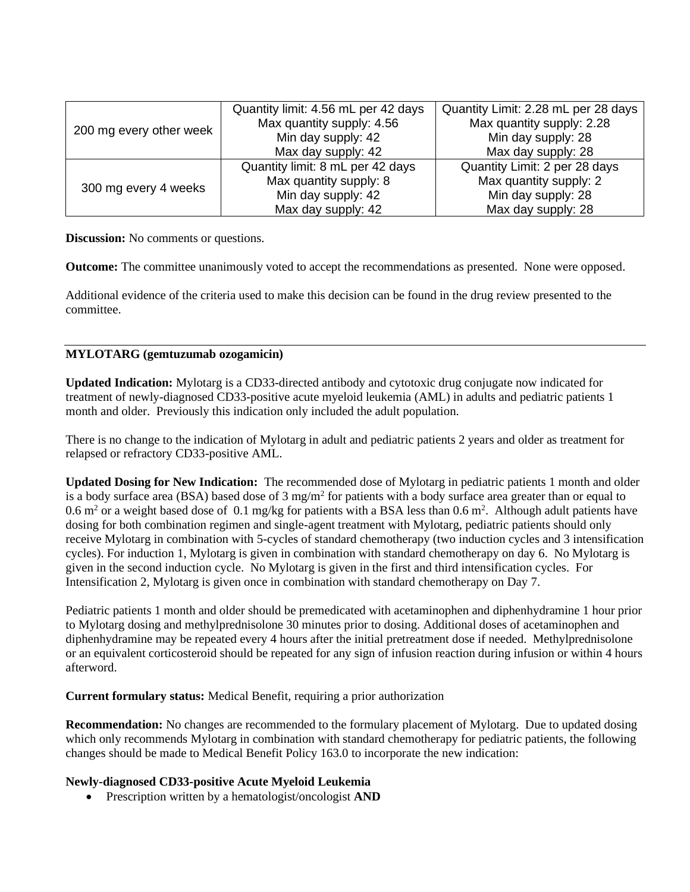| 200 mg every other week | Quantity limit: 4.56 mL per 42 days<br>Max quantity supply: 4.56<br>Min day supply: 42<br>Max day supply: 42 | Quantity Limit: 2.28 mL per 28 days<br>Max quantity supply: 2.28<br>Min day supply: 28<br>Max day supply: 28 |
|---|---|---|
| 300 mg every 4 weeks | Quantity limit: 8 mL per 42 days<br>Max quantity supply: 8<br>Min day supply: 42<br>Max day supply: 42 | Quantity Limit: 2 per 28 days<br>Max quantity supply: 2<br>Min day supply: 28<br>Max day supply: 28 |

**Discussion:** No comments or questions.

**Outcome:** The committee unanimously voted to accept the recommendations as presented. None were opposed.

Additional evidence of the criteria used to make this decision can be found in the drug review presented to the committee.

---

**MYLOTARG (gemtuzumab ozogamicin)**

**Updated Indication:** Mylotarg is a CD33-directed antibody and cytotoxic drug conjugate now indicated for treatment of newly-diagnosed CD33-positive acute myeloid leukemia (AML) in adults and pediatric patients 1 month and older. Previously this indication only included the adult population.

There is no change to the indication of Mylotarg in adult and pediatric patients 2 years and older as treatment for relapsed or refractory CD33-positive AML.

**Updated Dosing for New Indication:** The recommended dose of Mylotarg in pediatric patients 1 month and older is a body surface area (BSA) based dose of 3 mg/$m^2$ for patients with a body surface area greater than or equal to 0.6 $m^2$ or a weight based dose of 0.1 mg/kg for patients with a BSA less than 0.6 $m^2$. Although adult patients have dosing for both combination regimen and single-agent treatment with Mylotarg, pediatric patients should only receive Mylotarg in combination with 5-cycles of standard chemotherapy (two induction cycles and 3 intensification cycles). For induction 1, Mylotarg is given in combination with standard chemotherapy on day 6. No Mylotarg is given in the second induction cycle. No Mylotarg is given in the first and third intensification cycles. For Intensification 2, Mylotarg is given once in combination with standard chemotherapy on Day 7.

Pediatric patients 1 month and older should be premedicated with acetaminophen and diphenhydramine 1 hour prior to Mylotarg dosing and methylprednisolone 30 minutes prior to dosing. Additional doses of acetaminophen and diphenhydramine may be repeated every 4 hours after the initial pretreatment dose if needed. Methylprednisolone or an equivalent corticosteroid should be repeated for any sign of infusion reaction during infusion or within 4 hours afterword.

**Current formulary status:** Medical Benefit, requiring a prior authorization

**Recommendation:** No changes are recommended to the formulary placement of Mylotarg. Due to updated dosing which only recommends Mylotarg in combination with standard chemotherapy for pediatric patients, the following changes should be made to Medical Benefit Policy 163.0 to incorporate the new indication:

**Newly-diagnosed CD33-positive Acute Myeloid Leukemia**

- Prescription written by a hematologist/oncologist **AND**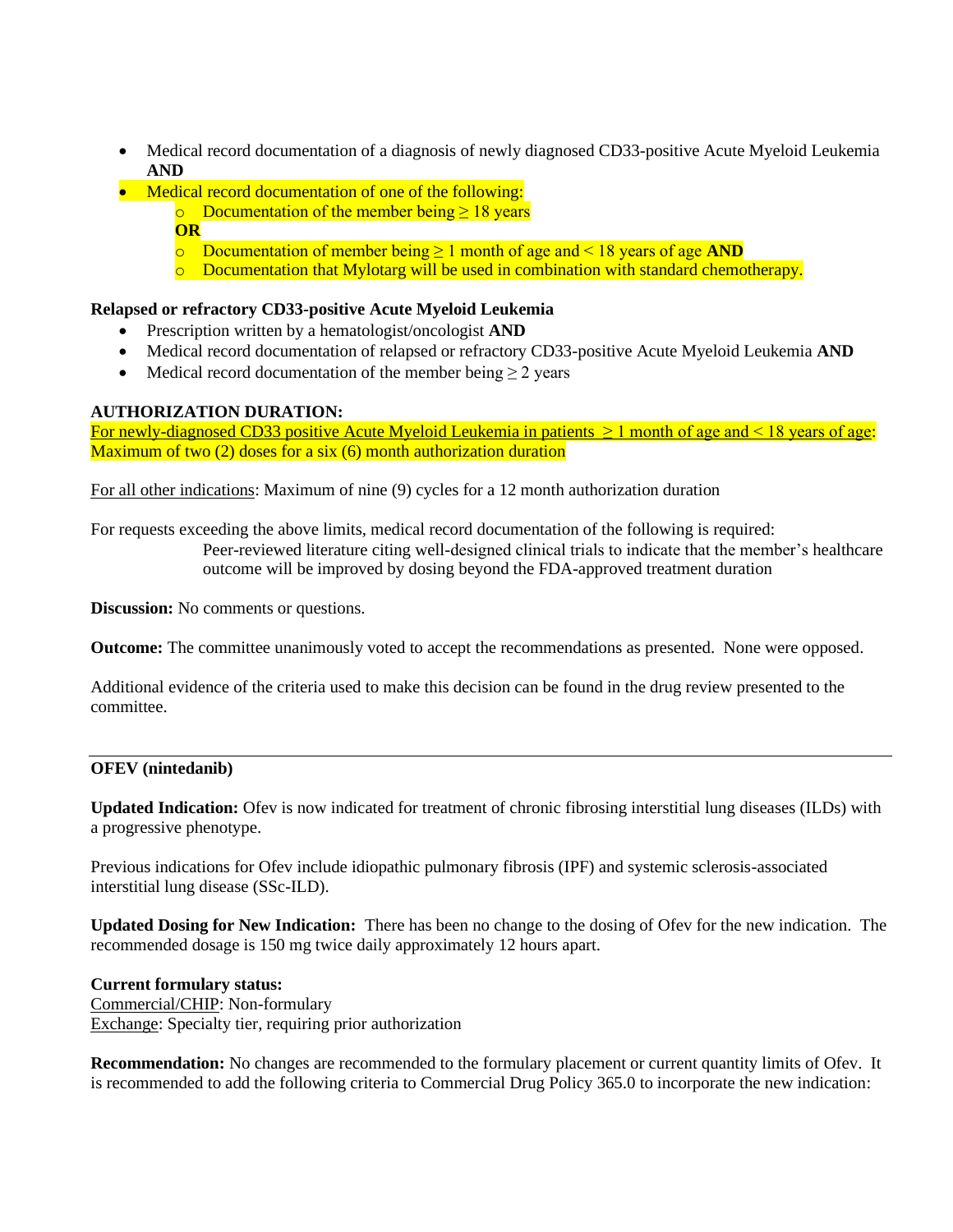- Medical record documentation of a diagnosis of newly diagnosed CD33-positive Acute Myeloid Leukemia **AND**
- Medical record documentation of one of the following:
  - Documentation of the member being ≥ 18 years

  **OR**
  - Documentation of member being ≥ 1 month of age and < 18 years of age **AND**
  - Documentation that Mylotarg will be used in combination with standard chemotherapy.

**Relapsed or refractory CD33-positive Acute Myeloid Leukemia**

- Prescription written by a hematologist/oncologist **AND**
- Medical record documentation of relapsed or refractory CD33-positive Acute Myeloid Leukemia **AND**
- Medical record documentation of the member being ≥ 2 years

**AUTHORIZATION DURATION:**

For newly-diagnosed CD33 positive Acute Myeloid Leukemia in patients ≥ 1 month of age and < 18 years of age: Maximum of two (2) doses for a six (6) month authorization duration

For all other indications: Maximum of nine (9) cycles for a 12 month authorization duration

For requests exceeding the above limits, medical record documentation of the following is required:

Peer-reviewed literature citing well-designed clinical trials to indicate that the member's healthcare outcome will be improved by dosing beyond the FDA-approved treatment duration

**Discussion:** No comments or questions.

**Outcome:** The committee unanimously voted to accept the recommendations as presented. None were opposed.

Additional evidence of the criteria used to make this decision can be found in the drug review presented to the committee.

---

**OFEV (nintedanib)**

**Updated Indication:** Ofev is now indicated for treatment of chronic fibrosing interstitial lung diseases (ILDs) with a progressive phenotype.

Previous indications for Ofev include idiopathic pulmonary fibrosis (IPF) and systemic sclerosis-associated interstitial lung disease (SSc-ILD).

**Updated Dosing for New Indication:** There has been no change to the dosing of Ofev for the new indication. The recommended dosage is 150 mg twice daily approximately 12 hours apart.

**Current formulary status:**
Commercial/CHIP: Non-formulary
Exchange: Specialty tier, requiring prior authorization

**Recommendation:** No changes are recommended to the formulary placement or current quantity limits of Ofev. It is recommended to add the following criteria to Commercial Drug Policy 365.0 to incorporate the new indication: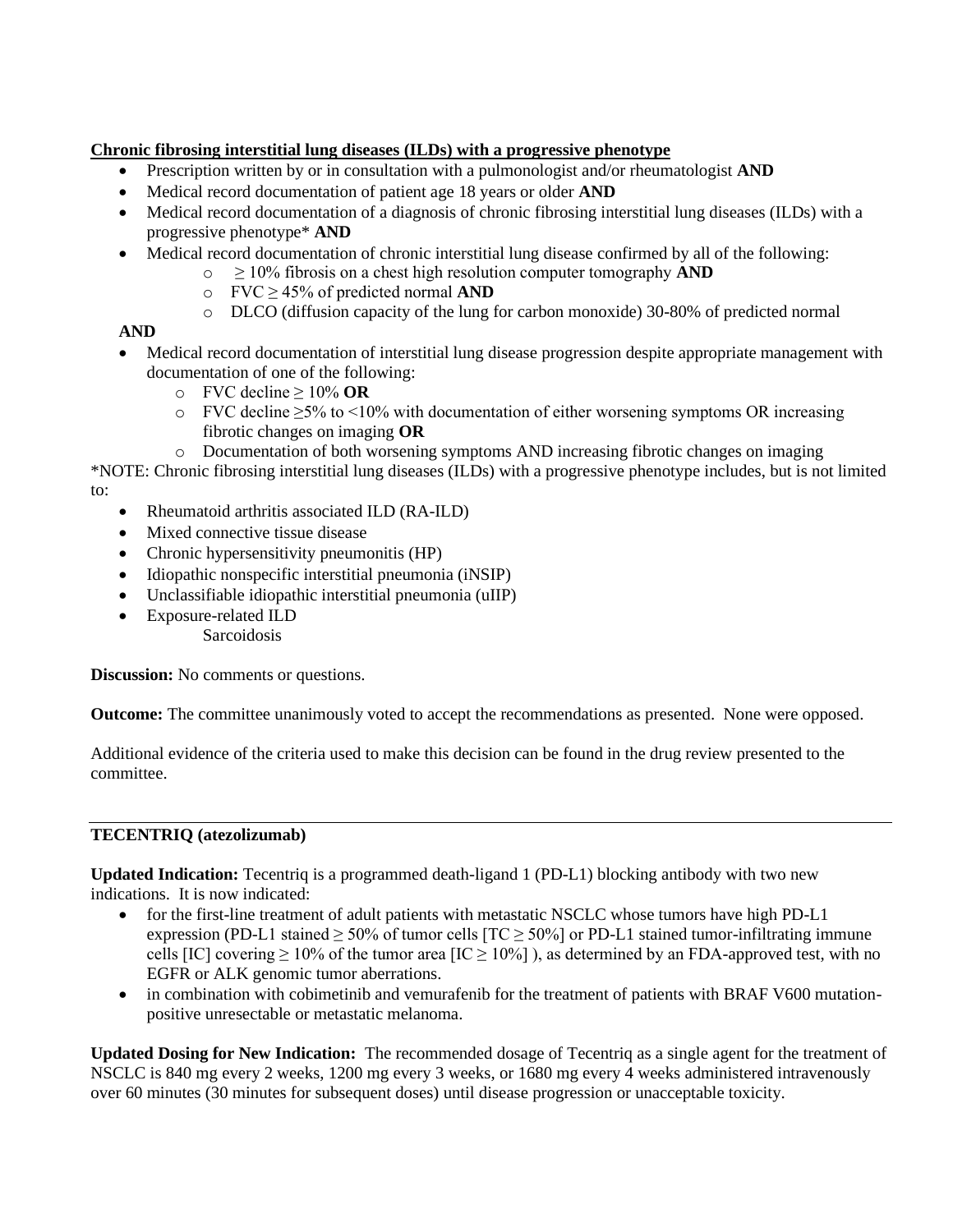**Chronic fibrosing interstitial lung diseases (ILDs) with a progressive phenotype**

- Prescription written by or in consultation with a pulmonologist and/or rheumatologist **AND**
- Medical record documentation of patient age 18 years or older **AND**
- Medical record documentation of a diagnosis of chronic fibrosing interstitial lung diseases (ILDs) with a progressive phenotype* **AND**
- Medical record documentation of chronic interstitial lung disease confirmed by all of the following:
  - $\geq$ 10% fibrosis on a chest high resolution computer tomography **AND**
  - FVC $\geq$ 45% of predicted normal **AND**
  - DLCO (diffusion capacity of the lung for carbon monoxide) 30-80% of predicted normal

**AND**

- Medical record documentation of interstitial lung disease progression despite appropriate management with documentation of one of the following:
  - FVC decline $\geq$ 10% **OR**
  - FVC decline $\geq$5% to <10% with documentation of either worsening symptoms OR increasing fibrotic changes on imaging **OR**
  - Documentation of both worsening symptoms AND increasing fibrotic changes on imaging

*NOTE: Chronic fibrosing interstitial lung diseases (ILDs) with a progressive phenotype includes, but is not limited to:

- Rheumatoid arthritis associated ILD (RA-ILD)
- Mixed connective tissue disease
- Chronic hypersensitivity pneumonitis (HP)
- Idiopathic nonspecific interstitial pneumonia (iNSIP)
- Unclassifiable idiopathic interstitial pneumonia (uIIP)
- Exposure-related ILD
  Sarcoidosis

**Discussion:** No comments or questions.

**Outcome:** The committee unanimously voted to accept the recommendations as presented. None were opposed.

Additional evidence of the criteria used to make this decision can be found in the drug review presented to the committee.

---

**TECENTRIQ (atezolizumab)**

**Updated Indication:** Tecentriq is a programmed death-ligand 1 (PD-L1) blocking antibody with two new indications. It is now indicated:

- for the first-line treatment of adult patients with metastatic NSCLC whose tumors have high PD-L1 expression (PD-L1 stained $\geq$ 50% of tumor cells [TC $\geq$ 50%] or PD-L1 stained tumor-infiltrating immune cells [IC] covering $\geq$ 10% of the tumor area [IC $\geq$ 10%] ), as determined by an FDA-approved test, with no EGFR or ALK genomic tumor aberrations.
- in combination with cobimetinib and vemurafenib for the treatment of patients with BRAF V600 mutation-positive unresectable or metastatic melanoma.

**Updated Dosing for New Indication:** The recommended dosage of Tecentriq as a single agent for the treatment of NSCLC is 840 mg every 2 weeks, 1200 mg every 3 weeks, or 1680 mg every 4 weeks administered intravenously over 60 minutes (30 minutes for subsequent doses) until disease progression or unacceptable toxicity.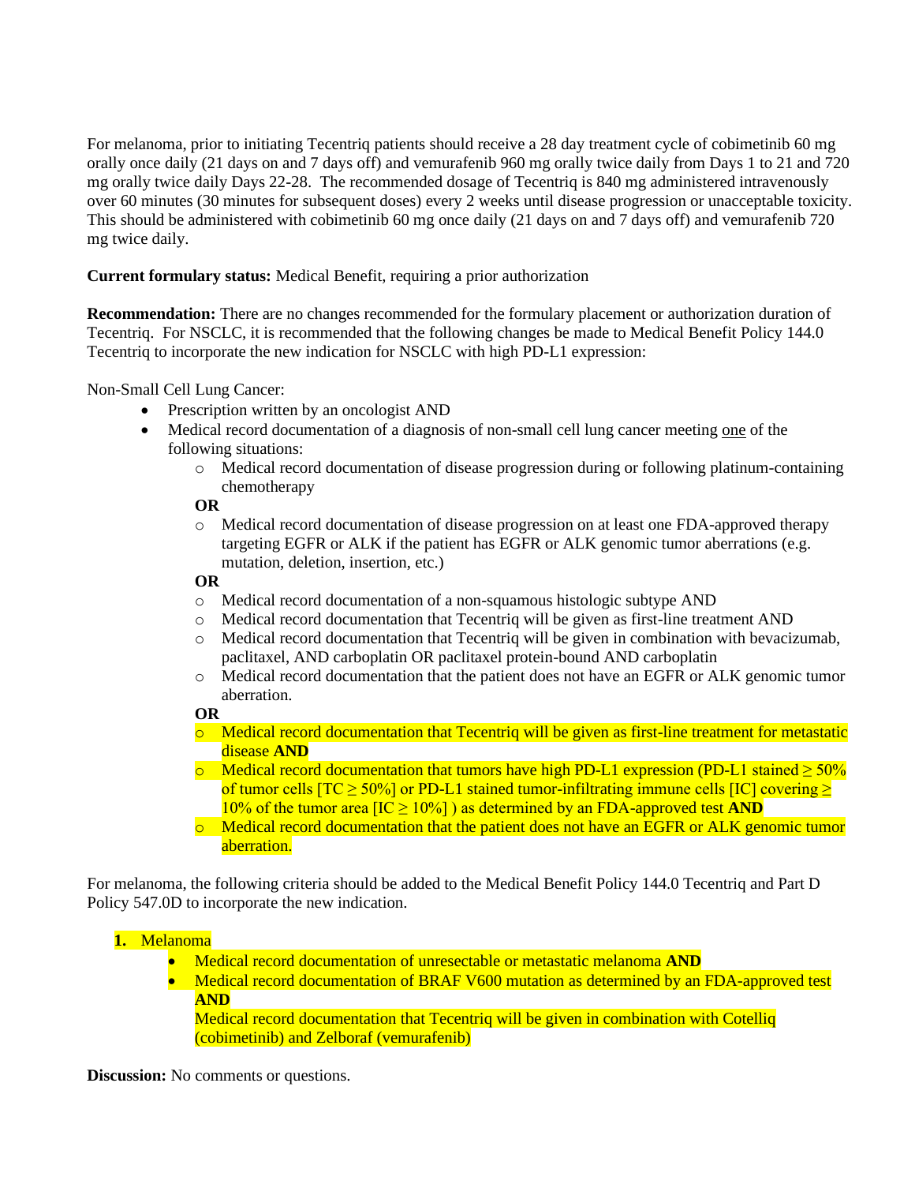For melanoma, prior to initiating Tecentriq patients should receive a 28 day treatment cycle of cobimetinib 60 mg orally once daily (21 days on and 7 days off) and vemurafenib 960 mg orally twice daily from Days 1 to 21 and 720 mg orally twice daily Days 22-28. The recommended dosage of Tecentriq is 840 mg administered intravenously over 60 minutes (30 minutes for subsequent doses) every 2 weeks until disease progression or unacceptable toxicity. This should be administered with cobimetinib 60 mg once daily (21 days on and 7 days off) and vemurafenib 720 mg twice daily.

**Current formulary status:** Medical Benefit, requiring a prior authorization

**Recommendation:** There are no changes recommended for the formulary placement or authorization duration of Tecentriq. For NSCLC, it is recommended that the following changes be made to Medical Benefit Policy 144.0 Tecentriq to incorporate the new indication for NSCLC with high PD-L1 expression:

Non-Small Cell Lung Cancer:

- Prescription written by an oncologist AND
- Medical record documentation of a diagnosis of non-small cell lung cancer meeting one of the following situations:
    - Medical record documentation of disease progression during or following platinum-containing chemotherapy

    **OR**

    - Medical record documentation of disease progression on at least one FDA-approved therapy targeting EGFR or ALK if the patient has EGFR or ALK genomic tumor aberrations (e.g. mutation, deletion, insertion, etc.)

    **OR**

    - Medical record documentation of a non-squamous histologic subtype AND
    - Medical record documentation that Tecentriq will be given as first-line treatment AND
    - Medical record documentation that Tecentriq will be given in combination with bevacizumab, paclitaxel, AND carboplatin OR paclitaxel protein-bound AND carboplatin
    - Medical record documentation that the patient does not have an EGFR or ALK genomic tumor aberration.

    **OR**

    - Medical record documentation that Tecentriq will be given as first-line treatment for metastatic disease **AND**
    - Medical record documentation that tumors have high PD-L1 expression (PD-L1 stained ≥ 50% of tumor cells [TC ≥ 50%] or PD-L1 stained tumor-infiltrating immune cells [IC] covering ≥ 10% of the tumor area [IC ≥ 10%] ) as determined by an FDA-approved test **AND**
    - Medical record documentation that the patient does not have an EGFR or ALK genomic tumor aberration.

For melanoma, the following criteria should be added to the Medical Benefit Policy 144.0 Tecentriq and Part D Policy 547.0D to incorporate the new indication.

1. **Melanoma**
    - Medical record documentation of unresectable or metastatic melanoma **AND**
    - Medical record documentation of BRAF V600 mutation as determined by an FDA-approved test **AND**
      Medical record documentation that Tecentriq will be given in combination with Cotelliq (cobimetinib) and Zelboraf (vemurafenib)

**Discussion:** No comments or questions.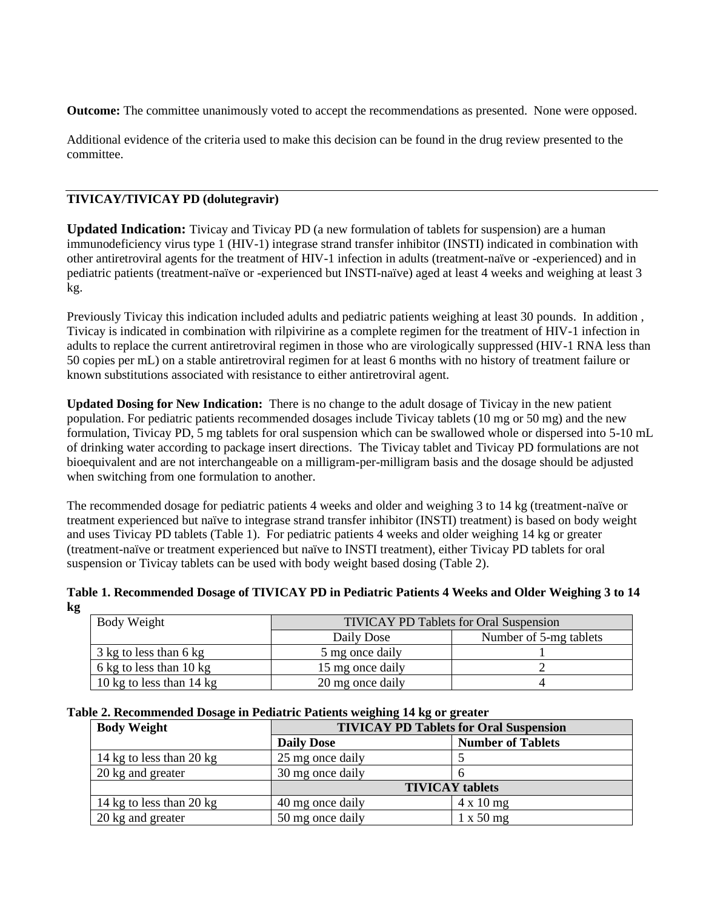**Outcome:** The committee unanimously voted to accept the recommendations as presented. None were opposed.

Additional evidence of the criteria used to make this decision can be found in the drug review presented to the committee.

---

**TIVICAY/TIVICAY PD (dolutegravir)**

**Updated Indication:** Tivicay and Tivicay PD (a new formulation of tablets for suspension) are a human immunodeficiency virus type 1 (HIV-1) integrase strand transfer inhibitor (INSTI) indicated in combination with other antiretroviral agents for the treatment of HIV-1 infection in adults (treatment-naïve or -experienced) and in pediatric patients (treatment-naïve or -experienced but INSTI-naïve) aged at least 4 weeks and weighing at least 3 kg.

Previously Tivicay this indication included adults and pediatric patients weighing at least 30 pounds. In addition , Tivicay is indicated in combination with rilpivirine as a complete regimen for the treatment of HIV-1 infection in adults to replace the current antiretroviral regimen in those who are virologically suppressed (HIV-1 RNA less than 50 copies per mL) on a stable antiretroviral regimen for at least 6 months with no history of treatment failure or known substitutions associated with resistance to either antiretroviral agent.

**Updated Dosing for New Indication:** There is no change to the adult dosage of Tivicay in the new patient population. For pediatric patients recommended dosages include Tivicay tablets (10 mg or 50 mg) and the new formulation, Tivicay PD, 5 mg tablets for oral suspension which can be swallowed whole or dispersed into 5-10 mL of drinking water according to package insert directions. The Tivicay tablet and Tivicay PD formulations are not bioequivalent and are not interchangeable on a milligram-per-milligram basis and the dosage should be adjusted when switching from one formulation to another.

The recommended dosage for pediatric patients 4 weeks and older and weighing 3 to 14 kg (treatment-naïve or treatment experienced but naïve to integrase strand transfer inhibitor (INSTI) treatment) is based on body weight and uses Tivicay PD tablets (Table 1). For pediatric patients 4 weeks and older weighing 14 kg or greater (treatment-naïve or treatment experienced but naïve to INSTI treatment), either Tivicay PD tablets for oral suspension or Tivicay tablets can be used with body weight based dosing (Table 2).

**Table 1. Recommended Dosage of TIVICAY PD in Pediatric Patients 4 Weeks and Older Weighing 3 to 14 kg**

| Body Weight | TIVICAY PD Tablets for Oral Suspension | |
|---|---|---|
| | Daily Dose | Number of 5-mg tablets |
| 3 kg to less than 6 kg | 5 mg once daily | 1 |
| 6 kg to less than 10 kg | 15 mg once daily | 2 |
| 10 kg to less than 14 kg | 20 mg once daily | 4 |

**Table 2. Recommended Dosage in Pediatric Patients weighing 14 kg or greater**

| **Body Weight** | **TIVICAY PD Tablets for Oral Suspension** | |
|---|---|---|
| | **Daily Dose** | **Number of Tablets** |
| 14 kg to less than 20 kg | 25 mg once daily | 5 |
| 20 kg and greater | 30 mg once daily | 6 |
| | **TIVICAY tablets** | |
| 14 kg to less than 20 kg | 40 mg once daily | 4 x 10 mg |
| 20 kg and greater | 50 mg once daily | 1 x 50 mg |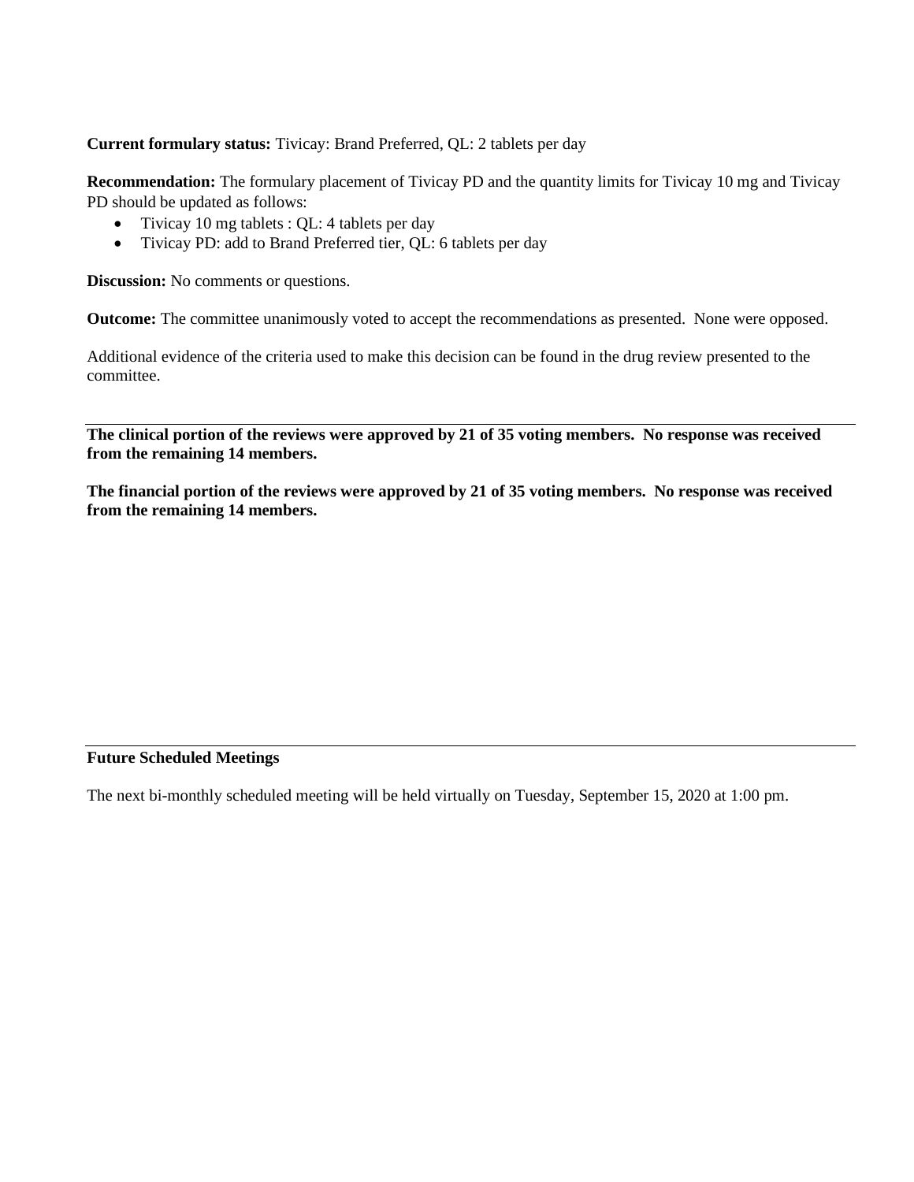**Current formulary status:** Tivicay: Brand Preferred, QL: 2 tablets per day

**Recommendation:** The formulary placement of Tivicay PD and the quantity limits for Tivicay 10 mg and Tivicay PD should be updated as follows:

- Tivicay 10 mg tablets : QL: 4 tablets per day
- Tivicay PD: add to Brand Preferred tier, QL: 6 tablets per day

**Discussion:** No comments or questions.

**Outcome:** The committee unanimously voted to accept the recommendations as presented. None were opposed.

Additional evidence of the criteria used to make this decision can be found in the drug review presented to the committee.

---

**The clinical portion of the reviews were approved by 21 of 35 voting members. No response was received from the remaining 14 members.**

**The financial portion of the reviews were approved by 21 of 35 voting members. No response was received from the remaining 14 members.**

---

**Future Scheduled Meetings**

The next bi-monthly scheduled meeting will be held virtually on Tuesday, September 15, 2020 at 1:00 pm.